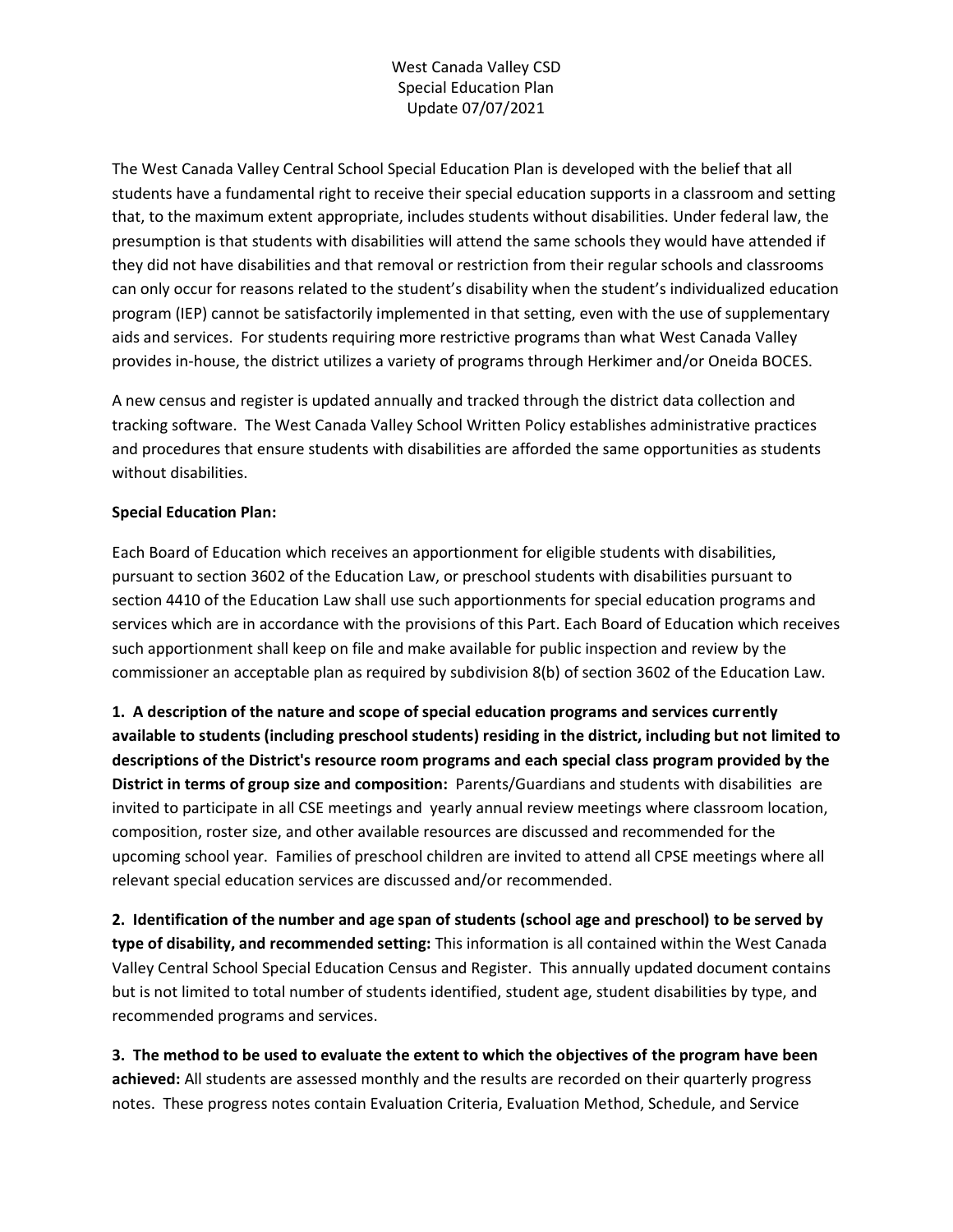West Canada Valley CSD
Special Education Plan
Update 07/07/2021

The West Canada Valley Central School Special Education Plan is developed with the belief that all students have a fundamental right to receive their special education supports in a classroom and setting that, to the maximum extent appropriate, includes students without disabilities. Under federal law, the presumption is that students with disabilities will attend the same schools they would have attended if they did not have disabilities and that removal or restriction from their regular schools and classrooms can only occur for reasons related to the student's disability when the student's individualized education program (IEP) cannot be satisfactorily implemented in that setting, even with the use of supplementary aids and services. For students requiring more restrictive programs than what West Canada Valley provides in-house, the district utilizes a variety of programs through Herkimer and/or Oneida BOCES.

A new census and register is updated annually and tracked through the district data collection and tracking software. The West Canada Valley School Written Policy establishes administrative practices and procedures that ensure students with disabilities are afforded the same opportunities as students without disabilities.

**Special Education Plan:**

Each Board of Education which receives an apportionment for eligible students with disabilities, pursuant to section 3602 of the Education Law, or preschool students with disabilities pursuant to section 4410 of the Education Law shall use such apportionments for special education programs and services which are in accordance with the provisions of this Part. Each Board of Education which receives such apportionment shall keep on file and make available for public inspection and review by the commissioner an acceptable plan as required by subdivision 8(b) of section 3602 of the Education Law.

**1. A description of the nature and scope of special education programs and services currently available to students (including preschool students) residing in the district, including but not limited to descriptions of the District's resource room programs and each special class program provided by the District in terms of group size and composition:** Parents/Guardians and students with disabilities are invited to participate in all CSE meetings and yearly annual review meetings where classroom location, composition, roster size, and other available resources are discussed and recommended for the upcoming school year. Families of preschool children are invited to attend all CPSE meetings where all relevant special education services are discussed and/or recommended.

**2. Identification of the number and age span of students (school age and preschool) to be served by type of disability, and recommended setting:** This information is all contained within the West Canada Valley Central School Special Education Census and Register. This annually updated document contains but is not limited to total number of students identified, student age, student disabilities by type, and recommended programs and services.

**3. The method to be used to evaluate the extent to which the objectives of the program have been achieved:** All students are assessed monthly and the results are recorded on their quarterly progress notes. These progress notes contain Evaluation Criteria, Evaluation Method, Schedule, and Service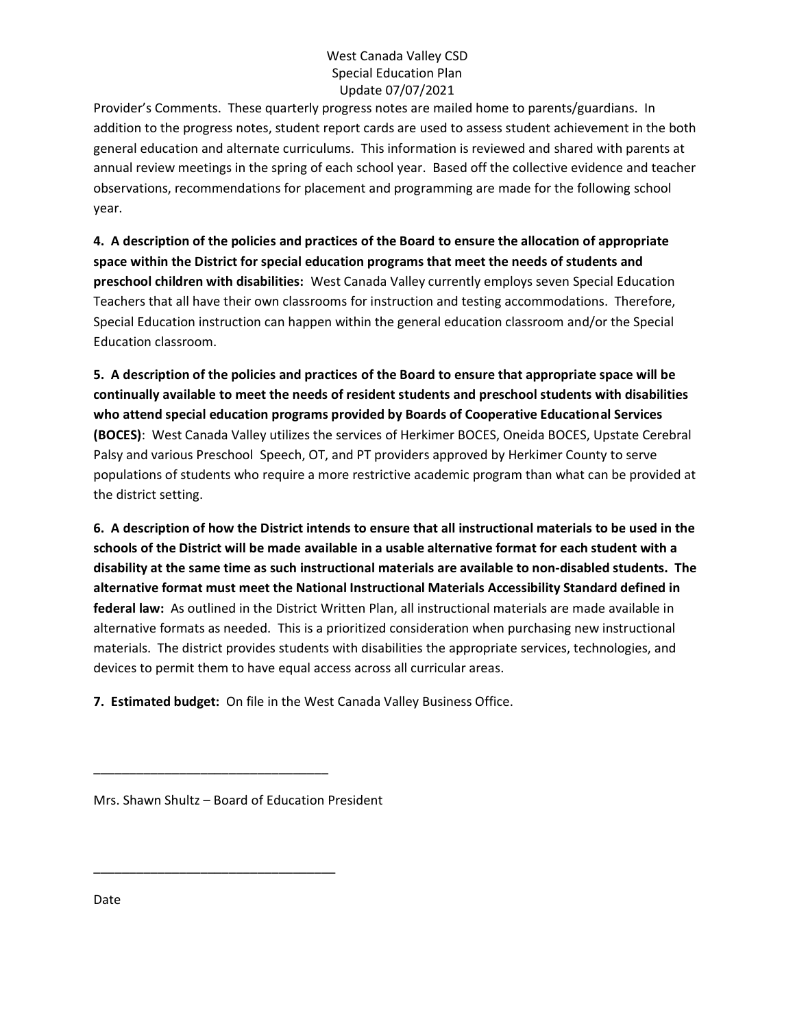Provider's Comments. These quarterly progress notes are mailed home to parents/guardians. In addition to the progress notes, student report cards are used to assess student achievement in the both general education and alternate curriculums. This information is reviewed and shared with parents at annual review meetings in the spring of each school year. Based off the collective evidence and teacher observations, recommendations for placement and programming are made for the following school year.

**4. A description of the policies and practices of the Board to ensure the allocation of appropriate space within the District for special education programs that meet the needs of students and preschool children with disabilities:** West Canada Valley currently employs seven Special Education Teachers that all have their own classrooms for instruction and testing accommodations. Therefore, Special Education instruction can happen within the general education classroom and/or the Special Education classroom.

**5. A description of the policies and practices of the Board to ensure that appropriate space will be continually available to meet the needs of resident students and preschool students with disabilities who attend special education programs provided by Boards of Cooperative Educational Services (BOCES)**: West Canada Valley utilizes the services of Herkimer BOCES, Oneida BOCES, Upstate Cerebral Palsy and various Preschool Speech, OT, and PT providers approved by Herkimer County to serve populations of students who require a more restrictive academic program than what can be provided at the district setting.

**6. A description of how the District intends to ensure that all instructional materials to be used in the schools of the District will be made available in a usable alternative format for each student with a disability at the same time as such instructional materials are available to non-disabled students. The alternative format must meet the National Instructional Materials Accessibility Standard defined in federal law:** As outlined in the District Written Plan, all instructional materials are made available in alternative formats as needed. This is a prioritized consideration when purchasing new instructional materials. The district provides students with disabilities the appropriate services, technologies, and devices to permit them to have equal access across all curricular areas.

**7. Estimated budget:** On file in the West Canada Valley Business Office.

\_\_\_\_\_\_\_\_\_\_\_\_\_\_\_\_\_\_\_\_\_\_\_\_\_\_\_\_\_\_\_\_\_\_

Mrs. Shawn Shultz – Board of Education President

\_\_\_\_\_\_\_\_\_\_\_\_\_\_\_\_\_\_\_\_\_\_\_\_\_\_\_\_\_\_\_\_\_\_

Date